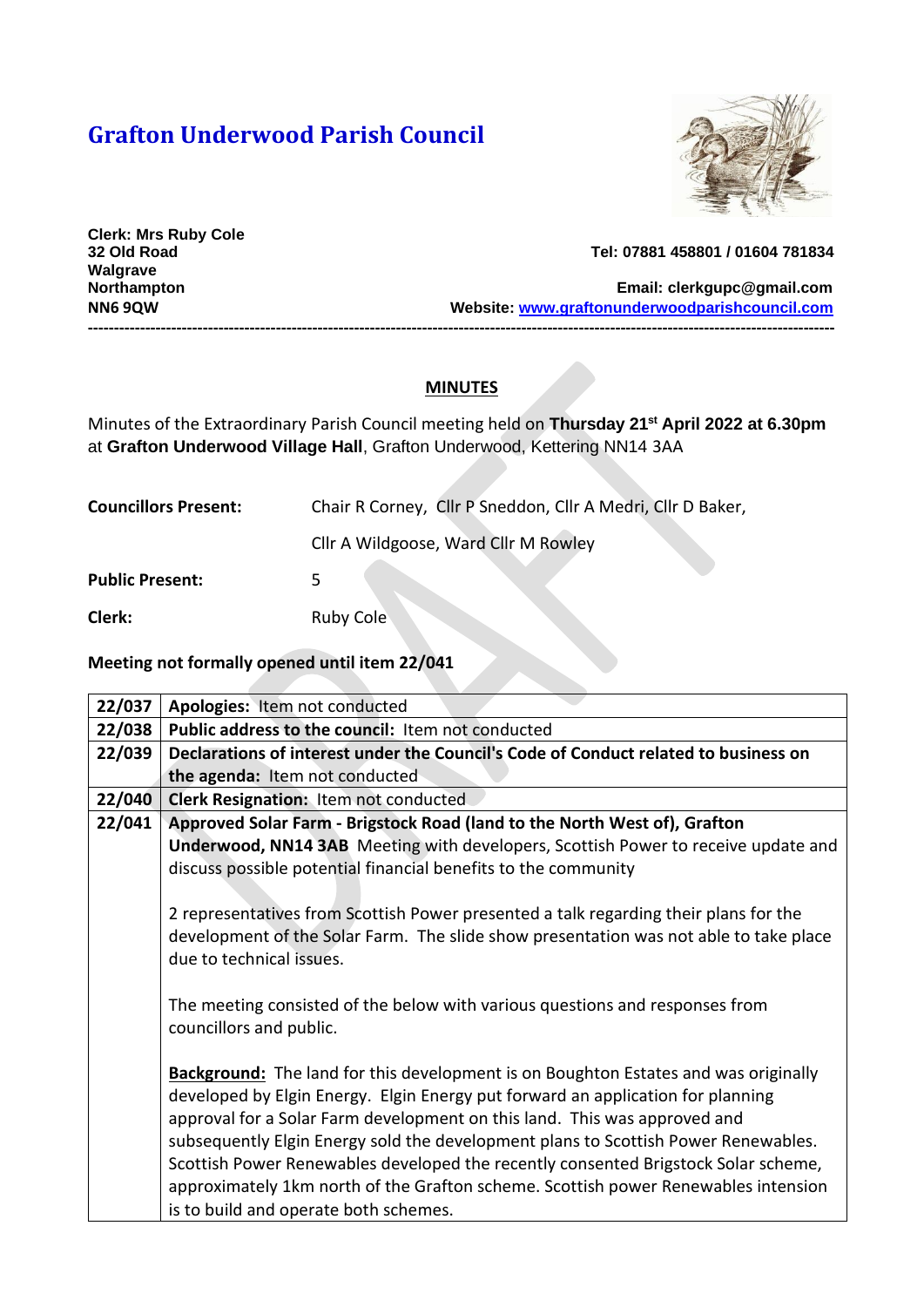# Grafton Underwood Parish Council

**Clerk: Mrs Ruby Cole**
**32 Old Road**
**Walgrave**
**Northampton**
**NN6 9QW**

**Tel: 07881 458801 / 01604 781834**

**Email: clerkgupc@gmail.com**
**Website: [www.graftonunderwoodparishcouncil.com](www.graftonunderwoodparishcouncil.com)**

---

## MINUTES

Minutes of the Extraordinary Parish Council meeting held on **Thursday 21st April 2022 at 6.30pm** at **Grafton Underwood Village Hall**, Grafton Underwood, Kettering NN14 3AA

**Councillors Present:** Chair R Corney, Cllr P Sneddon, Cllr A Medri, Cllr D Baker, Cllr A Wildgoose, Ward Cllr M Rowley

**Public Present:** 5

**Clerk:** Ruby Cole

**Meeting not formally opened until item 22/041**

| | |
|---|---|
| 22/037 | **Apologies:** Item not conducted |
| 22/038 | **Public address to the council:** Item not conducted |
| 22/039 | **Declarations of interest under the Council's Code of Conduct related to business on the agenda:** Item not conducted |
| 22/040 | **Clerk Resignation:** Item not conducted |
| 22/041 | **Approved Solar Farm - Brigstock Road (land to the North West of), Grafton Underwood, NN14 3AB** Meeting with developers, Scottish Power to receive update and discuss possible potential financial benefits to the community<br><br>2 representatives from Scottish Power presented a talk regarding their plans for the development of the Solar Farm. The slide show presentation was not able to take place due to technical issues.<br><br>The meeting consisted of the below with various questions and responses from councillors and public.<br><br>**Background:** The land for this development is on Boughton Estates and was originally developed by Elgin Energy. Elgin Energy put forward an application for planning approval for a Solar Farm development on this land. This was approved and subsequently Elgin Energy sold the development plans to Scottish Power Renewables. Scottish Power Renewables developed the recently consented Brigstock Solar scheme, approximately 1km north of the Grafton scheme. Scottish power Renewables intension is to build and operate both schemes. |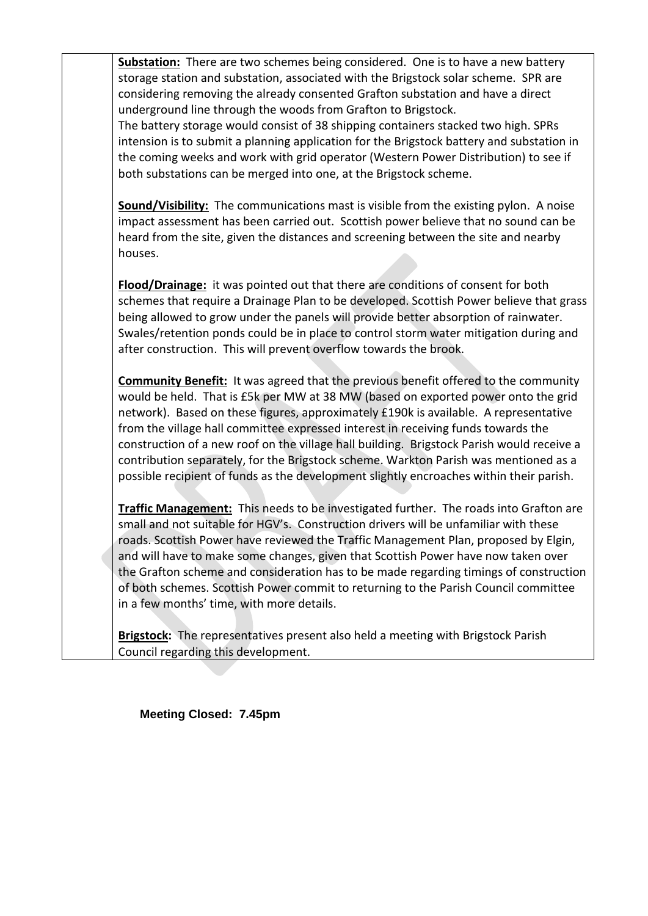|  |  |
|---|---|
|  | **Substation:** There are two schemes being considered. One is to have a new battery storage station and substation, associated with the Brigstock solar scheme. SPR are considering removing the already consented Grafton substation and have a direct underground line through the woods from Grafton to Brigstock.<br>The battery storage would consist of 38 shipping containers stacked two high. SPRs intension is to submit a planning application for the Brigstock battery and substation in the coming weeks and work with grid operator (Western Power Distribution) to see if both substations can be merged into one, at the Brigstock scheme.<br><br>**Sound/Visibility:** The communications mast is visible from the existing pylon. A noise impact assessment has been carried out. Scottish power believe that no sound can be heard from the site, given the distances and screening between the site and nearby houses.<br><br>**Flood/Drainage:** it was pointed out that there are conditions of consent for both schemes that require a Drainage Plan to be developed. Scottish Power believe that grass being allowed to grow under the panels will provide better absorption of rainwater. Swales/retention ponds could be in place to control storm water mitigation during and after construction. This will prevent overflow towards the brook.<br><br>**Community Benefit:** It was agreed that the previous benefit offered to the community would be held. That is £5k per MW at 38 MW (based on exported power onto the grid network). Based on these figures, approximately £190k is available. A representative from the village hall committee expressed interest in receiving funds towards the construction of a new roof on the village hall building. Brigstock Parish would receive a contribution separately, for the Brigstock scheme. Warkton Parish was mentioned as a possible recipient of funds as the development slightly encroaches within their parish.<br><br>**Traffic Management:** This needs to be investigated further. The roads into Grafton are small and not suitable for HGV's. Construction drivers will be unfamiliar with these roads. Scottish Power have reviewed the Traffic Management Plan, proposed by Elgin, and will have to make some changes, given that Scottish Power have now taken over the Grafton scheme and consideration has to be made regarding timings of construction of both schemes. Scottish Power commit to returning to the Parish Council committee in a few months' time, with more details.<br><br>**Brigstock:** The representatives present also held a meeting with Brigstock Parish Council regarding this development. |

**Meeting Closed: 7.45pm**